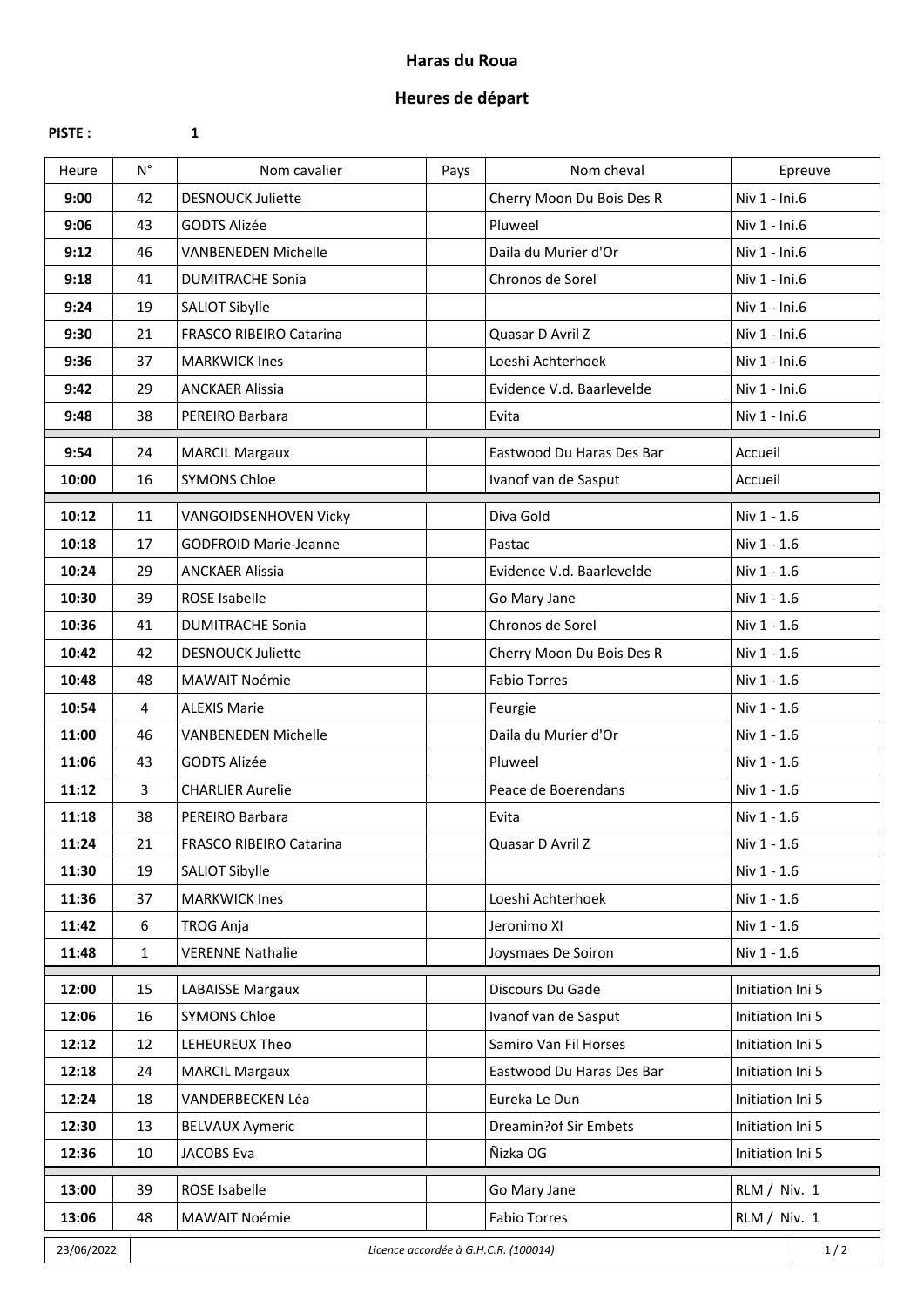**Haras du Roua**

**Heures de départ**

**PISTE :** **1**

| Heure | N° | Nom cavalier | Pays | Nom cheval | Epreuve |
|---|---|---|---|---|---|
| **9:00** | 42 | DESNOUCK Juliette | | Cherry Moon Du Bois Des R | Niv 1 - Ini.6 |
| **9:06** | 43 | GODTS Alizée | | Pluweel | Niv 1 - Ini.6 |
| **9:12** | 46 | VANBENEDEN Michelle | | Daila du Murier d'Or | Niv 1 - Ini.6 |
| **9:18** | 41 | DUMITRACHE Sonia | | Chronos de Sorel | Niv 1 - Ini.6 |
| **9:24** | 19 | SALIOT Sibylle | | | Niv 1 - Ini.6 |
| **9:30** | 21 | FRASCO RIBEIRO Catarina | | Quasar D Avril Z | Niv 1 - Ini.6 |
| **9:36** | 37 | MARKWICK Ines | | Loeshi Achterhoek | Niv 1 - Ini.6 |
| **9:42** | 29 | ANCKAER Alissia | | Evidence V.d. Baarlevelde | Niv 1 - Ini.6 |
| **9:48** | 38 | PEREIRO Barbara | | Evita | Niv 1 - Ini.6 |
| **9:54** | 24 | MARCIL Margaux | | Eastwood Du Haras Des Bar | Accueil |
| **10:00** | 16 | SYMONS Chloe | | Ivanof van de Sasput | Accueil |
| **10:12** | 11 | VANGOIDSENHOVEN Vicky | | Diva Gold | Niv 1 - 1.6 |
| **10:18** | 17 | GODFROID Marie-Jeanne | | Pastac | Niv 1 - 1.6 |
| **10:24** | 29 | ANCKAER Alissia | | Evidence V.d. Baarlevelde | Niv 1 - 1.6 |
| **10:30** | 39 | ROSE Isabelle | | Go Mary Jane | Niv 1 - 1.6 |
| **10:36** | 41 | DUMITRACHE Sonia | | Chronos de Sorel | Niv 1 - 1.6 |
| **10:42** | 42 | DESNOUCK Juliette | | Cherry Moon Du Bois Des R | Niv 1 - 1.6 |
| **10:48** | 48 | MAWAIT Noémie | | Fabio Torres | Niv 1 - 1.6 |
| **10:54** | 4 | ALEXIS Marie | | Feurgie | Niv 1 - 1.6 |
| **11:00** | 46 | VANBENEDEN Michelle | | Daila du Murier d'Or | Niv 1 - 1.6 |
| **11:06** | 43 | GODTS Alizée | | Pluweel | Niv 1 - 1.6 |
| **11:12** | 3 | CHARLIER Aurelie | | Peace de Boerendans | Niv 1 - 1.6 |
| **11:18** | 38 | PEREIRO Barbara | | Evita | Niv 1 - 1.6 |
| **11:24** | 21 | FRASCO RIBEIRO Catarina | | Quasar D Avril Z | Niv 1 - 1.6 |
| **11:30** | 19 | SALIOT Sibylle | | | Niv 1 - 1.6 |
| **11:36** | 37 | MARKWICK Ines | | Loeshi Achterhoek | Niv 1 - 1.6 |
| **11:42** | 6 | TROG Anja | | Jeronimo XI | Niv 1 - 1.6 |
| **11:48** | 1 | VERENNE Nathalie | | Joysmaes De Soiron | Niv 1 - 1.6 |
| **12:00** | 15 | LABAISSE Margaux | | Discours Du Gade | Initiation Ini 5 |
| **12:06** | 16 | SYMONS Chloe | | Ivanof van de Sasput | Initiation Ini 5 |
| **12:12** | 12 | LEHEUREUX Theo | | Samiro Van Fil Horses | Initiation Ini 5 |
| **12:18** | 24 | MARCIL Margaux | | Eastwood Du Haras Des Bar | Initiation Ini 5 |
| **12:24** | 18 | VANDERBECKEN Léa | | Eureka Le Dun | Initiation Ini 5 |
| **12:30** | 13 | BELVAUX Aymeric | | Dreamin?of Sir Embets | Initiation Ini 5 |
| **12:36** | 10 | JACOBS Eva | | Ñizka OG | Initiation Ini 5 |
| **13:00** | 39 | ROSE Isabelle | | Go Mary Jane | RLM / Niv. 1 |
| **13:06** | 48 | MAWAIT Noémie | | Fabio Torres | RLM / Niv. 1 |

23/06/2022 — *Licence accordée à G.H.C.R. (100014)*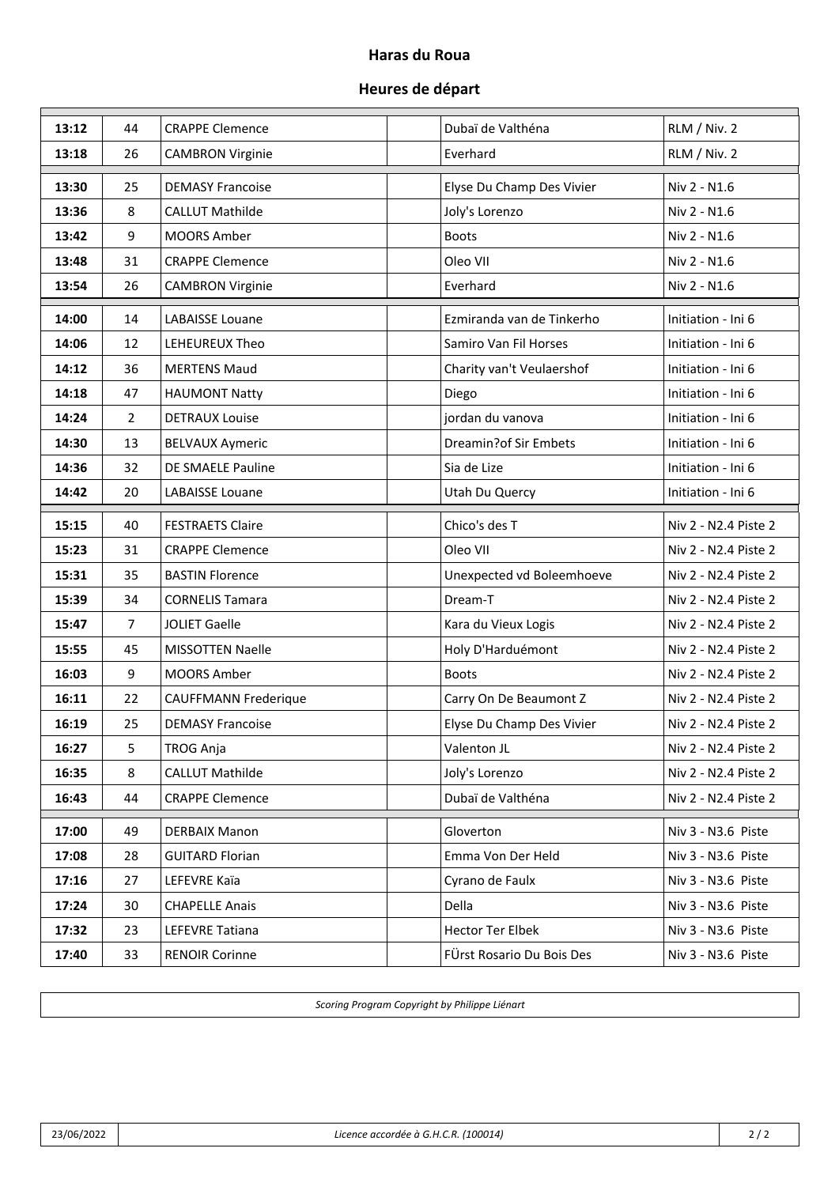# Haras du Roua

## Heures de départ

| | | | | | |
|---|---|---|---|---|---|
| **13:12** | 44 | CRAPPE Clemence | | Dubaï de Valthéna | RLM / Niv. 2 |
| **13:18** | 26 | CAMBRON Virginie | | Everhard | RLM / Niv. 2 |
| **13:30** | 25 | DEMASY Francoise | | Elyse Du Champ Des Vivier | Niv 2 - N1.6 |
| **13:36** | 8 | CALLUT Mathilde | | Joly's Lorenzo | Niv 2 - N1.6 |
| **13:42** | 9 | MOORS Amber | | Boots | Niv 2 - N1.6 |
| **13:48** | 31 | CRAPPE Clemence | | Oleo VII | Niv 2 - N1.6 |
| **13:54** | 26 | CAMBRON Virginie | | Everhard | Niv 2 - N1.6 |
| **14:00** | 14 | LABAISSE Louane | | Ezmiranda van de Tinkerho | Initiation - Ini 6 |
| **14:06** | 12 | LEHEUREUX Theo | | Samiro Van Fil Horses | Initiation - Ini 6 |
| **14:12** | 36 | MERTENS Maud | | Charity van't Veulaershof | Initiation - Ini 6 |
| **14:18** | 47 | HAUMONT Natty | | Diego | Initiation - Ini 6 |
| **14:24** | 2 | DETRAUX Louise | | jordan du vanova | Initiation - Ini 6 |
| **14:30** | 13 | BELVAUX Aymeric | | Dreamin?of Sir Embets | Initiation - Ini 6 |
| **14:36** | 32 | DE SMAELE Pauline | | Sia de Lize | Initiation - Ini 6 |
| **14:42** | 20 | LABAISSE Louane | | Utah Du Quercy | Initiation - Ini 6 |
| **15:15** | 40 | FESTRAETS Claire | | Chico's des T | Niv 2 - N2.4 Piste 2 |
| **15:23** | 31 | CRAPPE Clemence | | Oleo VII | Niv 2 - N2.4 Piste 2 |
| **15:31** | 35 | BASTIN Florence | | Unexpected vd Boleemhoeve | Niv 2 - N2.4 Piste 2 |
| **15:39** | 34 | CORNELIS Tamara | | Dream-T | Niv 2 - N2.4 Piste 2 |
| **15:47** | 7 | JOLIET Gaelle | | Kara du Vieux Logis | Niv 2 - N2.4 Piste 2 |
| **15:55** | 45 | MISSOTTEN Naelle | | Holy D'Harduémont | Niv 2 - N2.4 Piste 2 |
| **16:03** | 9 | MOORS Amber | | Boots | Niv 2 - N2.4 Piste 2 |
| **16:11** | 22 | CAUFFMANN Frederique | | Carry On De Beaumont Z | Niv 2 - N2.4 Piste 2 |
| **16:19** | 25 | DEMASY Francoise | | Elyse Du Champ Des Vivier | Niv 2 - N2.4 Piste 2 |
| **16:27** | 5 | TROG Anja | | Valenton JL | Niv 2 - N2.4 Piste 2 |
| **16:35** | 8 | CALLUT Mathilde | | Joly's Lorenzo | Niv 2 - N2.4 Piste 2 |
| **16:43** | 44 | CRAPPE Clemence | | Dubaï de Valthéna | Niv 2 - N2.4 Piste 2 |
| **17:00** | 49 | DERBAIX Manon | | Gloverton | Niv 3 - N3.6 Piste |
| **17:08** | 28 | GUITARD Florian | | Emma Von Der Held | Niv 3 - N3.6 Piste |
| **17:16** | 27 | LEFEVRE Kaïa | | Cyrano de Faulx | Niv 3 - N3.6 Piste |
| **17:24** | 30 | CHAPELLE Anais | | Della | Niv 3 - N3.6 Piste |
| **17:32** | 23 | LEFEVRE Tatiana | | Hector Ter Elbek | Niv 3 - N3.6 Piste |
| **17:40** | 33 | RENOIR Corinne | | FÜrst Rosario Du Bois Des | Niv 3 - N3.6 Piste |

*Scoring Program Copyright by Philippe Liénart*

23/06/2022 — *Licence accordée à G.H.C.R. (100014)*